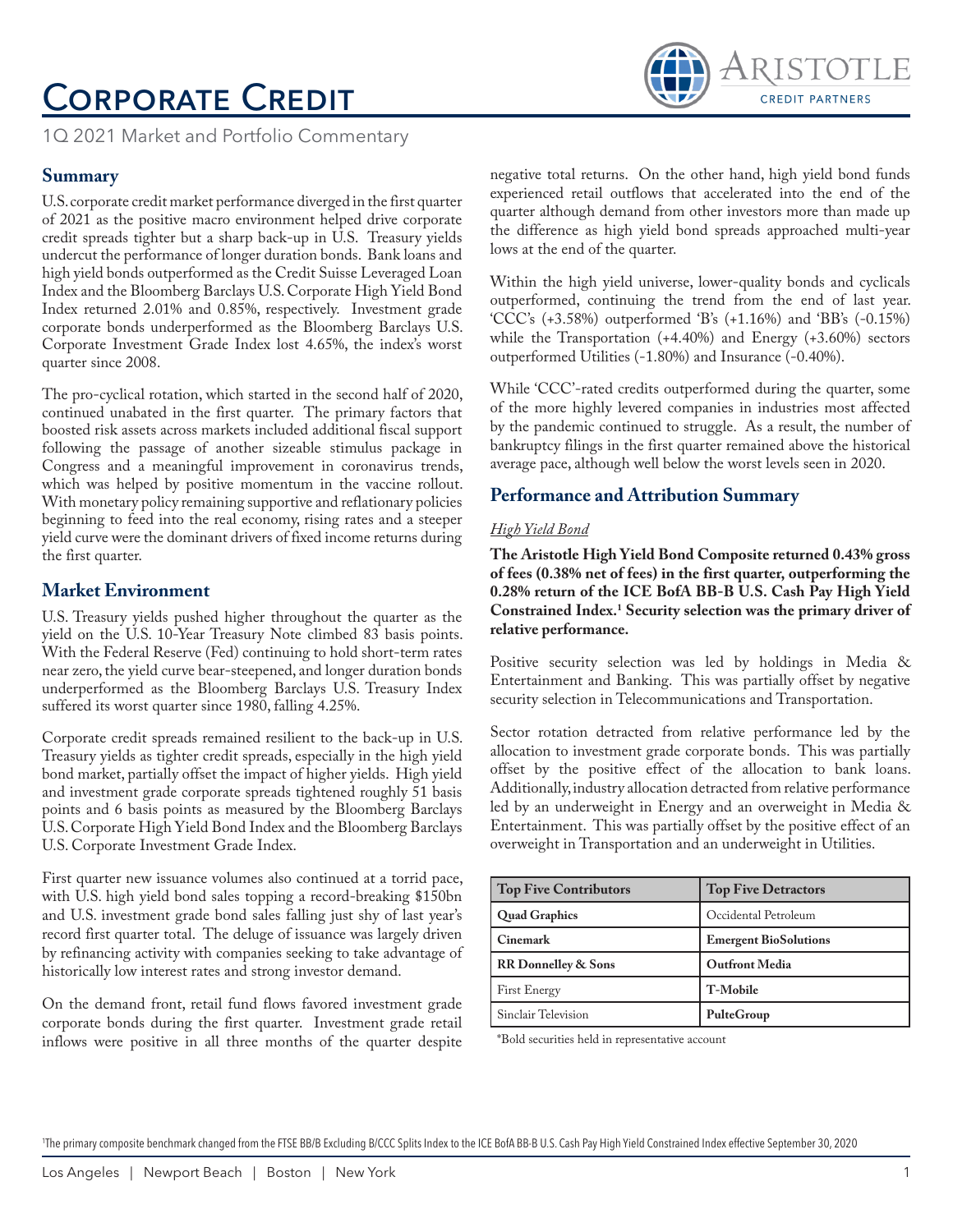# Corporate Credit

1Q 2021 Market and Portfolio Commentary

## Summary

U.S. corporate credit market performance diverged in the first quarter of 2021 as the positive macro environment helped drive corporate credit spreads tighter but a sharp back-up in U.S. Treasury yields undercut the performance of longer duration bonds. Bank loans and high yield bonds outperformed as the Credit Suisse Leveraged Loan Index and the Bloomberg Barclays U.S. Corporate High Yield Bond Index returned 2.01% and 0.85%, respectively. Investment grade corporate bonds underperformed as the Bloomberg Barclays U.S. Corporate Investment Grade Index lost 4.65%, the index's worst quarter since 2008.

The pro-cyclical rotation, which started in the second half of 2020, continued unabated in the first quarter. The primary factors that boosted risk assets across markets included additional fiscal support following the passage of another sizeable stimulus package in Congress and a meaningful improvement in coronavirus trends, which was helped by positive momentum in the vaccine rollout. With monetary policy remaining supportive and reflationary policies beginning to feed into the real economy, rising rates and a steeper yield curve were the dominant drivers of fixed income returns during the first quarter.

## Market Environment

U.S. Treasury yields pushed higher throughout the quarter as the yield on the U.S. 10-Year Treasury Note climbed 83 basis points. With the Federal Reserve (Fed) continuing to hold short-term rates near zero, the yield curve bear-steepened, and longer duration bonds underperformed as the Bloomberg Barclays U.S. Treasury Index suffered its worst quarter since 1980, falling 4.25%.

Corporate credit spreads remained resilient to the back-up in U.S. Treasury yields as tighter credit spreads, especially in the high yield bond market, partially offset the impact of higher yields. High yield and investment grade corporate spreads tightened roughly 51 basis points and 6 basis points as measured by the Bloomberg Barclays U.S. Corporate High Yield Bond Index and the Bloomberg Barclays U.S. Corporate Investment Grade Index.

First quarter new issuance volumes also continued at a torrid pace, with U.S. high yield bond sales topping a record-breaking $150bn and U.S. investment grade bond sales falling just shy of last year's record first quarter total. The deluge of issuance was largely driven by refinancing activity with companies seeking to take advantage of historically low interest rates and strong investor demand.

On the demand front, retail fund flows favored investment grade corporate bonds during the first quarter. Investment grade retail inflows were positive in all three months of the quarter despite negative total returns. On the other hand, high yield bond funds experienced retail outflows that accelerated into the end of the quarter although demand from other investors more than made up the difference as high yield bond spreads approached multi-year lows at the end of the quarter.

Within the high yield universe, lower-quality bonds and cyclicals outperformed, continuing the trend from the end of last year. 'CCC's (+3.58%) outperformed 'B's (+1.16%) and 'BB's (-0.15%) while the Transportation (+4.40%) and Energy (+3.60%) sectors outperformed Utilities (-1.80%) and Insurance (-0.40%).

While 'CCC'-rated credits outperformed during the quarter, some of the more highly levered companies in industries most affected by the pandemic continued to struggle. As a result, the number of bankruptcy filings in the first quarter remained above the historical average pace, although well below the worst levels seen in 2020.

## Performance and Attribution Summary

*High Yield Bond*

**The Aristotle High Yield Bond Composite returned 0.43% gross of fees (0.38% net of fees) in the first quarter, outperforming the 0.28% return of the ICE BofA BB-B U.S. Cash Pay High Yield Constrained Index.[1] Security selection was the primary driver of relative performance.**

Positive security selection was led by holdings in Media & Entertainment and Banking. This was partially offset by negative security selection in Telecommunications and Transportation.

Sector rotation detracted from relative performance led by the allocation to investment grade corporate bonds. This was partially offset by the positive effect of the allocation to bank loans. Additionally, industry allocation detracted from relative performance led by an underweight in Energy and an overweight in Media & Entertainment. This was partially offset by the positive effect of an overweight in Transportation and an underweight in Utilities.

| Top Five Contributors | Top Five Detractors |
| --- | --- |
| **Quad Graphics** | Occidental Petroleum |
| **Cinemark** | **Emergent BioSolutions** |
| **RR Donnelley & Sons** | **Outfront Media** |
| First Energy | **T-Mobile** |
| Sinclair Television | **PulteGroup** |

*Bold securities held in representative account

[1]The primary composite benchmark changed from the FTSE BB/B Excluding B/CCC Splits Index to the ICE BofA BB-B U.S. Cash Pay High Yield Constrained Index effective September 30, 2020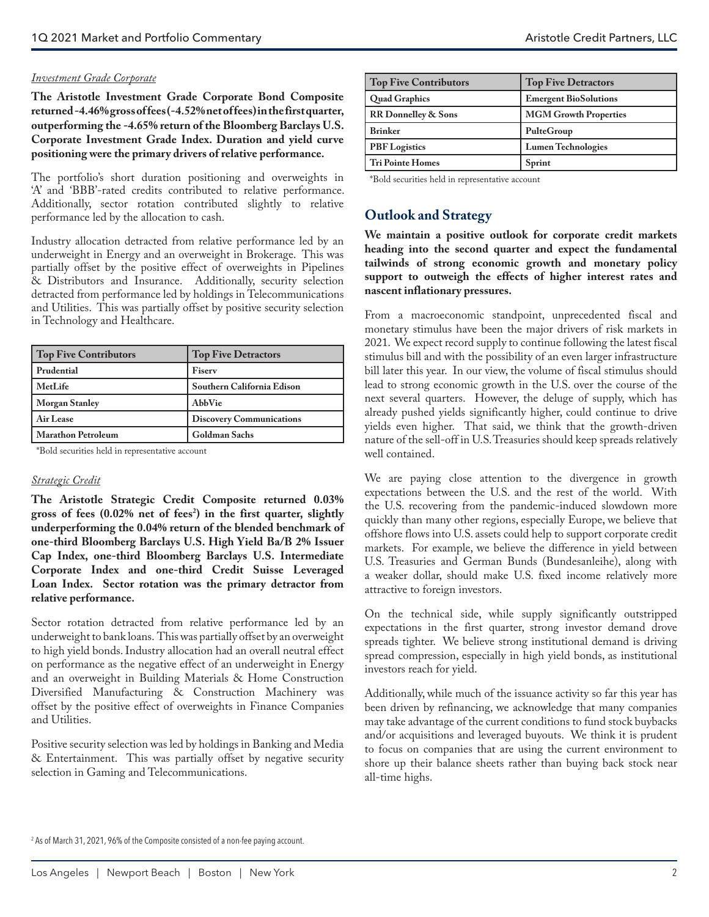*Investment Grade Corporate*

**The Aristotle Investment Grade Corporate Bond Composite returned -4.46% gross of fees (-4.52% net of fees) in the first quarter, outperforming the -4.65% return of the Bloomberg Barclays U.S. Corporate Investment Grade Index. Duration and yield curve positioning were the primary drivers of relative performance.**

The portfolio's short duration positioning and overweights in 'A' and 'BBB'-rated credits contributed to relative performance. Additionally, sector rotation contributed slightly to relative performance led by the allocation to cash.

Industry allocation detracted from relative performance led by an underweight in Energy and an overweight in Brokerage. This was partially offset by the positive effect of overweights in Pipelines & Distributors and Insurance. Additionally, security selection detracted from performance led by holdings in Telecommunications and Utilities. This was partially offset by positive security selection in Technology and Healthcare.

| Top Five Contributors | Top Five Detractors |
|---|---|
| Prudential | Fiserv |
| MetLife | Southern California Edison |
| Morgan Stanley | AbbVie |
| Air Lease | Discovery Communications |
| Marathon Petroleum | Goldman Sachs |

*Bold securities held in representative account

*Strategic Credit*

**The Aristotle Strategic Credit Composite returned 0.03% gross of fees (0.02% net of fees[2]) in the first quarter, slightly underperforming the 0.04% return of the blended benchmark of one-third Bloomberg Barclays U.S. High Yield Ba/B 2% Issuer Cap Index, one-third Bloomberg Barclays U.S. Intermediate Corporate Index and one-third Credit Suisse Leveraged Loan Index. Sector rotation was the primary detractor from relative performance.**

Sector rotation detracted from relative performance led by an underweight to bank loans. This was partially offset by an overweight to high yield bonds. Industry allocation had an overall neutral effect on performance as the negative effect of an underweight in Energy and an overweight in Building Materials & Home Construction Diversified Manufacturing & Construction Machinery was offset by the positive effect of overweights in Finance Companies and Utilities.

Positive security selection was led by holdings in Banking and Media & Entertainment. This was partially offset by negative security selection in Gaming and Telecommunications.

| Top Five Contributors | Top Five Detractors |
|---|---|
| Quad Graphics | Emergent BioSolutions |
| RR Donnelley & Sons | MGM Growth Properties |
| Brinker | PulteGroup |
| PBF Logistics | Lumen Technologies |
| Tri Pointe Homes | Sprint |

*Bold securities held in representative account

## Outlook and Strategy

**We maintain a positive outlook for corporate credit markets heading into the second quarter and expect the fundamental tailwinds of strong economic growth and monetary policy support to outweigh the effects of higher interest rates and nascent inflationary pressures.**

From a macroeconomic standpoint, unprecedented fiscal and monetary stimulus have been the major drivers of risk markets in 2021. We expect record supply to continue following the latest fiscal stimulus bill and with the possibility of an even larger infrastructure bill later this year. In our view, the volume of fiscal stimulus should lead to strong economic growth in the U.S. over the course of the next several quarters. However, the deluge of supply, which has already pushed yields significantly higher, could continue to drive yields even higher. That said, we think that the growth-driven nature of the sell-off in U.S. Treasuries should keep spreads relatively well contained.

We are paying close attention to the divergence in growth expectations between the U.S. and the rest of the world. With the U.S. recovering from the pandemic-induced slowdown more quickly than many other regions, especially Europe, we believe that offshore flows into U.S. assets could help to support corporate credit markets. For example, we believe the difference in yield between U.S. Treasuries and German Bunds (Bundesanleihe), along with a weaker dollar, should make U.S. fixed income relatively more attractive to foreign investors.

On the technical side, while supply significantly outstripped expectations in the first quarter, strong investor demand drove spreads tighter. We believe strong institutional demand is driving spread compression, especially in high yield bonds, as institutional investors reach for yield.

Additionally, while much of the issuance activity so far this year has been driven by refinancing, we acknowledge that many companies may take advantage of the current conditions to fund stock buybacks and/or acquisitions and leveraged buyouts. We think it is prudent to focus on companies that are using the current environment to shore up their balance sheets rather than buying back stock near all-time highs.

[2] As of March 31, 2021, 96% of the Composite consisted of a non-fee paying account.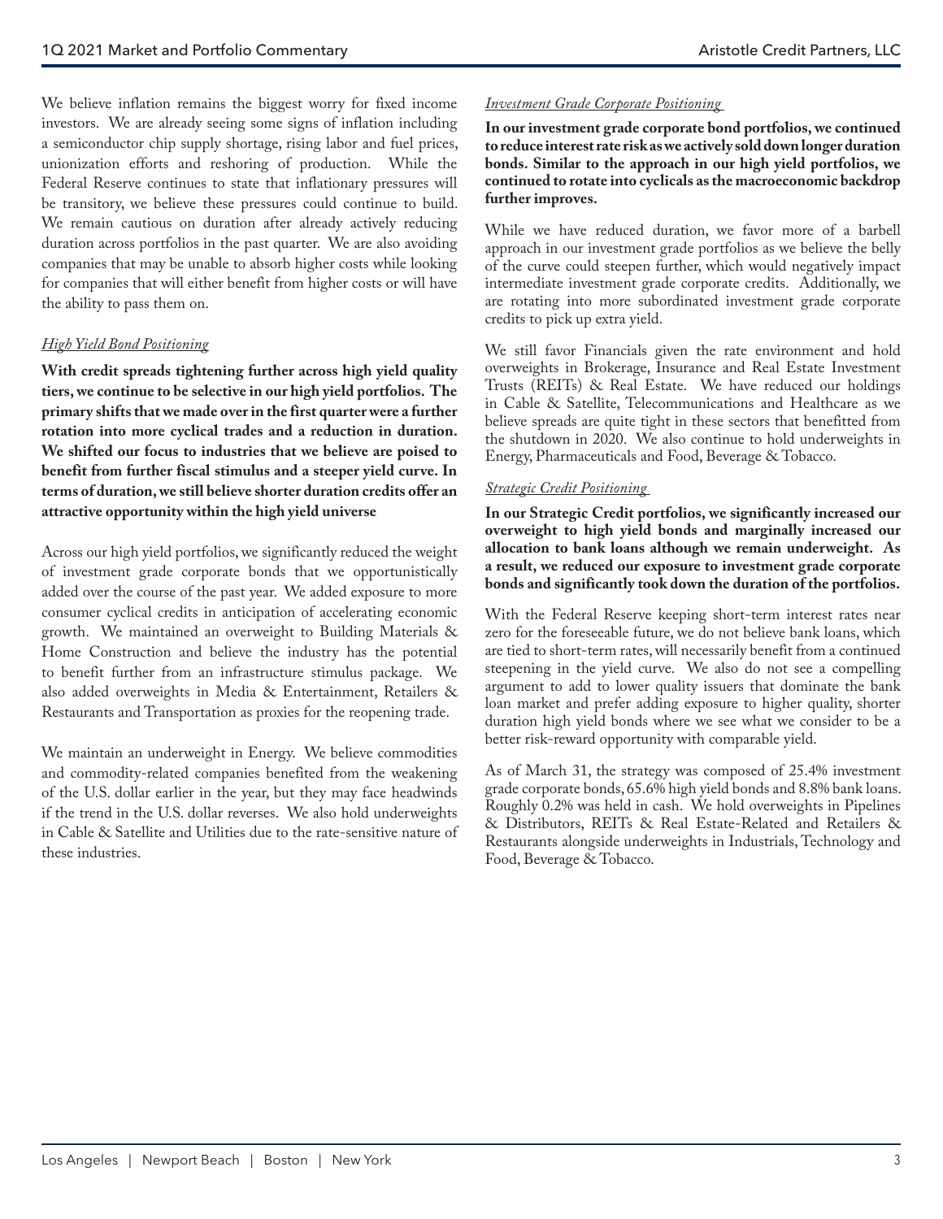We believe inflation remains the biggest worry for fixed income investors. We are already seeing some signs of inflation including a semiconductor chip supply shortage, rising labor and fuel prices, unionization efforts and reshoring of production. While the Federal Reserve continues to state that inflationary pressures will be transitory, we believe these pressures could continue to build. We remain cautious on duration after already actively reducing duration across portfolios in the past quarter. We are also avoiding companies that may be unable to absorb higher costs while looking for companies that will either benefit from higher costs or will have the ability to pass them on.

*High Yield Bond Positioning*

**With credit spreads tightening further across high yield quality tiers, we continue to be selective in our high yield portfolios. The primary shifts that we made over in the first quarter were a further rotation into more cyclical trades and a reduction in duration. We shifted our focus to industries that we believe are poised to benefit from further fiscal stimulus and a steeper yield curve. In terms of duration, we still believe shorter duration credits offer an attractive opportunity within the high yield universe**

Across our high yield portfolios, we significantly reduced the weight of investment grade corporate bonds that we opportunistically added over the course of the past year. We added exposure to more consumer cyclical credits in anticipation of accelerating economic growth. We maintained an overweight to Building Materials & Home Construction and believe the industry has the potential to benefit further from an infrastructure stimulus package. We also added overweights in Media & Entertainment, Retailers & Restaurants and Transportation as proxies for the reopening trade.

We maintain an underweight in Energy. We believe commodities and commodity-related companies benefited from the weakening of the U.S. dollar earlier in the year, but they may face headwinds if the trend in the U.S. dollar reverses. We also hold underweights in Cable & Satellite and Utilities due to the rate-sensitive nature of these industries.

*Investment Grade Corporate Positioning*

**In our investment grade corporate bond portfolios, we continued to reduce interest rate risk as we actively sold down longer duration bonds. Similar to the approach in our high yield portfolios, we continued to rotate into cyclicals as the macroeconomic backdrop further improves.**

While we have reduced duration, we favor more of a barbell approach in our investment grade portfolios as we believe the belly of the curve could steepen further, which would negatively impact intermediate investment grade corporate credits. Additionally, we are rotating into more subordinated investment grade corporate credits to pick up extra yield.

We still favor Financials given the rate environment and hold overweights in Brokerage, Insurance and Real Estate Investment Trusts (REITs) & Real Estate. We have reduced our holdings in Cable & Satellite, Telecommunications and Healthcare as we believe spreads are quite tight in these sectors that benefitted from the shutdown in 2020. We also continue to hold underweights in Energy, Pharmaceuticals and Food, Beverage & Tobacco.

*Strategic Credit Positioning*

**In our Strategic Credit portfolios, we significantly increased our overweight to high yield bonds and marginally increased our allocation to bank loans although we remain underweight. As a result, we reduced our exposure to investment grade corporate bonds and significantly took down the duration of the portfolios.**

With the Federal Reserve keeping short-term interest rates near zero for the foreseeable future, we do not believe bank loans, which are tied to short-term rates, will necessarily benefit from a continued steepening in the yield curve. We also do not see a compelling argument to add to lower quality issuers that dominate the bank loan market and prefer adding exposure to higher quality, shorter duration high yield bonds where we see what we consider to be a better risk-reward opportunity with comparable yield.

As of March 31, the strategy was composed of 25.4% investment grade corporate bonds, 65.6% high yield bonds and 8.8% bank loans. Roughly 0.2% was held in cash. We hold overweights in Pipelines & Distributors, REITs & Real Estate-Related and Retailers & Restaurants alongside underweights in Industrials, Technology and Food, Beverage & Tobacco.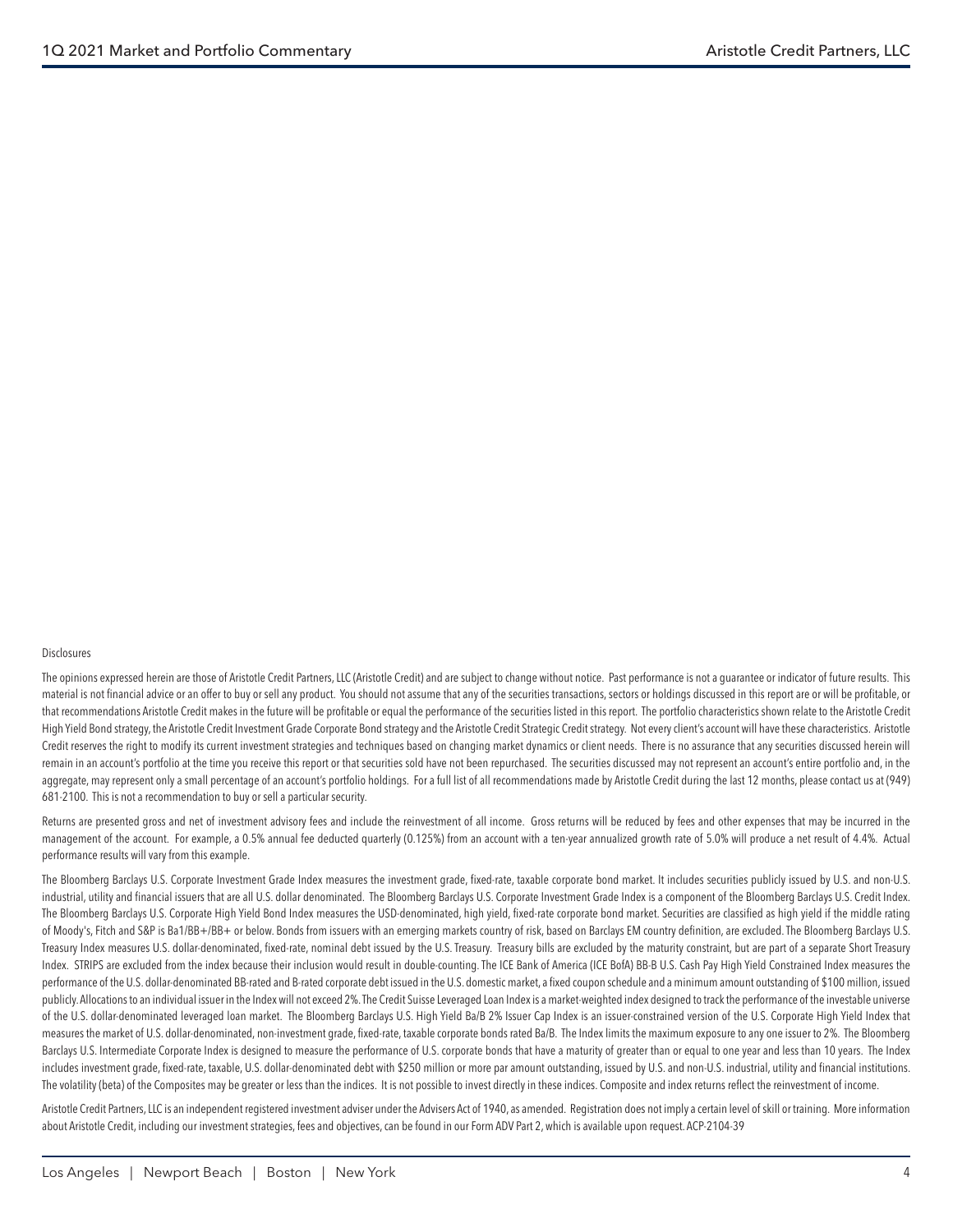Disclosures

The opinions expressed herein are those of Aristotle Credit Partners, LLC (Aristotle Credit) and are subject to change without notice. Past performance is not a guarantee or indicator of future results. This material is not financial advice or an offer to buy or sell any product. You should not assume that any of the securities transactions, sectors or holdings discussed in this report are or will be profitable, or that recommendations Aristotle Credit makes in the future will be profitable or equal the performance of the securities listed in this report. The portfolio characteristics shown relate to the Aristotle Credit High Yield Bond strategy, the Aristotle Credit Investment Grade Corporate Bond strategy and the Aristotle Credit Strategic Credit strategy. Not every client's account will have these characteristics. Aristotle Credit reserves the right to modify its current investment strategies and techniques based on changing market dynamics or client needs. There is no assurance that any securities discussed herein will remain in an account's portfolio at the time you receive this report or that securities sold have not been repurchased. The securities discussed may not represent an account's entire portfolio and, in the aggregate, may represent only a small percentage of an account's portfolio holdings. For a full list of all recommendations made by Aristotle Credit during the last 12 months, please contact us at (949) 681-2100. This is not a recommendation to buy or sell a particular security.

Returns are presented gross and net of investment advisory fees and include the reinvestment of all income. Gross returns will be reduced by fees and other expenses that may be incurred in the management of the account. For example, a 0.5% annual fee deducted quarterly (0.125%) from an account with a ten-year annualized growth rate of 5.0% will produce a net result of 4.4%. Actual performance results will vary from this example.

The Bloomberg Barclays U.S. Corporate Investment Grade Index measures the investment grade, fixed-rate, taxable corporate bond market. It includes securities publicly issued by U.S. and non-U.S. industrial, utility and financial issuers that are all U.S. dollar denominated. The Bloomberg Barclays U.S. Corporate Investment Grade Index is a component of the Bloomberg Barclays U.S. Credit Index. The Bloomberg Barclays U.S. Corporate High Yield Bond Index measures the USD-denominated, high yield, fixed-rate corporate bond market. Securities are classified as high yield if the middle rating of Moody's, Fitch and S&P is Ba1/BB+/BB+ or below. Bonds from issuers with an emerging markets country of risk, based on Barclays EM country definition, are excluded. The Bloomberg Barclays U.S. Treasury Index measures U.S. dollar-denominated, fixed-rate, nominal debt issued by the U.S. Treasury. Treasury bills are excluded by the maturity constraint, but are part of a separate Short Treasury Index. STRIPS are excluded from the index because their inclusion would result in double-counting. The ICE Bank of America (ICE BofA) BB-B U.S. Cash Pay High Yield Constrained Index measures the performance of the U.S. dollar-denominated BB-rated and B-rated corporate debt issued in the U.S. domestic market, a fixed coupon schedule and a minimum amount outstanding of $100 million, issued publicly. Allocations to an individual issuer in the Index will not exceed 2%. The Credit Suisse Leveraged Loan Index is a market-weighted index designed to track the performance of the investable universe of the U.S. dollar-denominated leveraged loan market. The Bloomberg Barclays U.S. High Yield Ba/B 2% Issuer Cap Index is an issuer-constrained version of the U.S. Corporate High Yield Index that measures the market of U.S. dollar-denominated, non-investment grade, fixed-rate, taxable corporate bonds rated Ba/B. The Index limits the maximum exposure to any one issuer to 2%. The Bloomberg Barclays U.S. Intermediate Corporate Index is designed to measure the performance of U.S. corporate bonds that have a maturity of greater than or equal to one year and less than 10 years. The Index includes investment grade, fixed-rate, taxable, U.S. dollar-denominated debt with $250 million or more par amount outstanding, issued by U.S. and non-U.S. industrial, utility and financial institutions. The volatility (beta) of the Composites may be greater or less than the indices. It is not possible to invest directly in these indices. Composite and index returns reflect the reinvestment of income.

Aristotle Credit Partners, LLC is an independent registered investment adviser under the Advisers Act of 1940, as amended. Registration does not imply a certain level of skill or training. More information about Aristotle Credit, including our investment strategies, fees and objectives, can be found in our Form ADV Part 2, which is available upon request. ACP-2104-39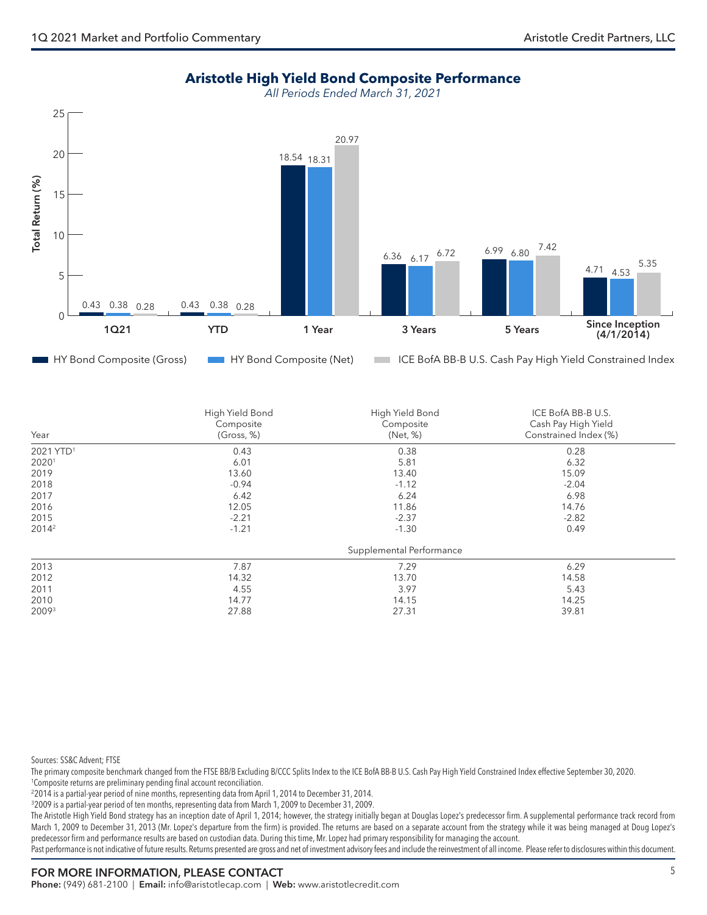## Aristotle High Yield Bond Composite Performance

*All Periods Ended March 31, 2021*

| Period | HY Bond Composite (Gross) | HY Bond Composite (Net) | ICE BofA BB-B U.S. Cash Pay High Yield Constrained Index |
|---|---|---|---|
| 1Q21 | 0.43 | 0.38 | 0.28 |
| YTD | 0.43 | 0.38 | 0.28 |
| 1 Year | 18.54 | 18.31 | 20.97 |
| 3 Years | 6.36 | 6.17 | 6.72 |
| 5 Years | 6.99 | 6.80 | 7.42 |
| Since Inception (4/1/2014) | 4.71 | 4.53 | 5.35 |

| Year | High Yield Bond Composite (Gross, %) | High Yield Bond Composite (Net, %) | ICE BofA BB-B U.S. Cash Pay High Yield Constrained Index (%) |
|---|---|---|---|
| 2021 YTD[1] | 0.43 | 0.38 | 0.28 |
| 2020[1] | 6.01 | 5.81 | 6.32 |
| 2019 | 13.60 | 13.40 | 15.09 |
| 2018 | -0.94 | -1.12 | -2.04 |
| 2017 | 6.42 | 6.24 | 6.98 |
| 2016 | 12.05 | 11.86 | 14.76 |
| 2015 | -2.21 | -2.37 | -2.82 |
| 2014[2] | -1.21 | -1.30 | 0.49 |
| | | Supplemental Performance | |
| 2013 | 7.87 | 7.29 | 6.29 |
| 2012 | 14.32 | 13.70 | 14.58 |
| 2011 | 4.55 | 3.97 | 5.43 |
| 2010 | 14.77 | 14.15 | 14.25 |
| 2009[3] | 27.88 | 27.31 | 39.81 |

Sources: SS&C Advent; FTSE

The primary composite benchmark changed from the FTSE BB/B Excluding B/CCC Splits Index to the ICE BofA BB-B U.S. Cash Pay High Yield Constrained Index effective September 30, 2020.

[1]Composite returns are preliminary pending final account reconciliation.

[2]2014 is a partial-year period of nine months, representing data from April 1, 2014 to December 31, 2014.

[3]2009 is a partial-year period of ten months, representing data from March 1, 2009 to December 31, 2009.

The Aristotle High Yield Bond strategy has an inception date of April 1, 2014; however, the strategy initially began at Douglas Lopez's predecessor firm. A supplemental performance track record from March 1, 2009 to December 31, 2013 (Mr. Lopez's departure from the firm) is provided. The returns are based on a separate account from the strategy while it was being managed at Doug Lopez's predecessor firm and performance results are based on custodian data. During this time, Mr. Lopez had primary responsibility for managing the account.

Past performance is not indicative of future results. Returns presented are gross and net of investment advisory fees and include the reinvestment of all income. Please refer to disclosures within this document.

**FOR MORE INFORMATION, PLEASE CONTACT**

**Phone:** (949) 681-2100 | **Email:** info@aristotlecap.com | **Web:** www.aristotlecredit.com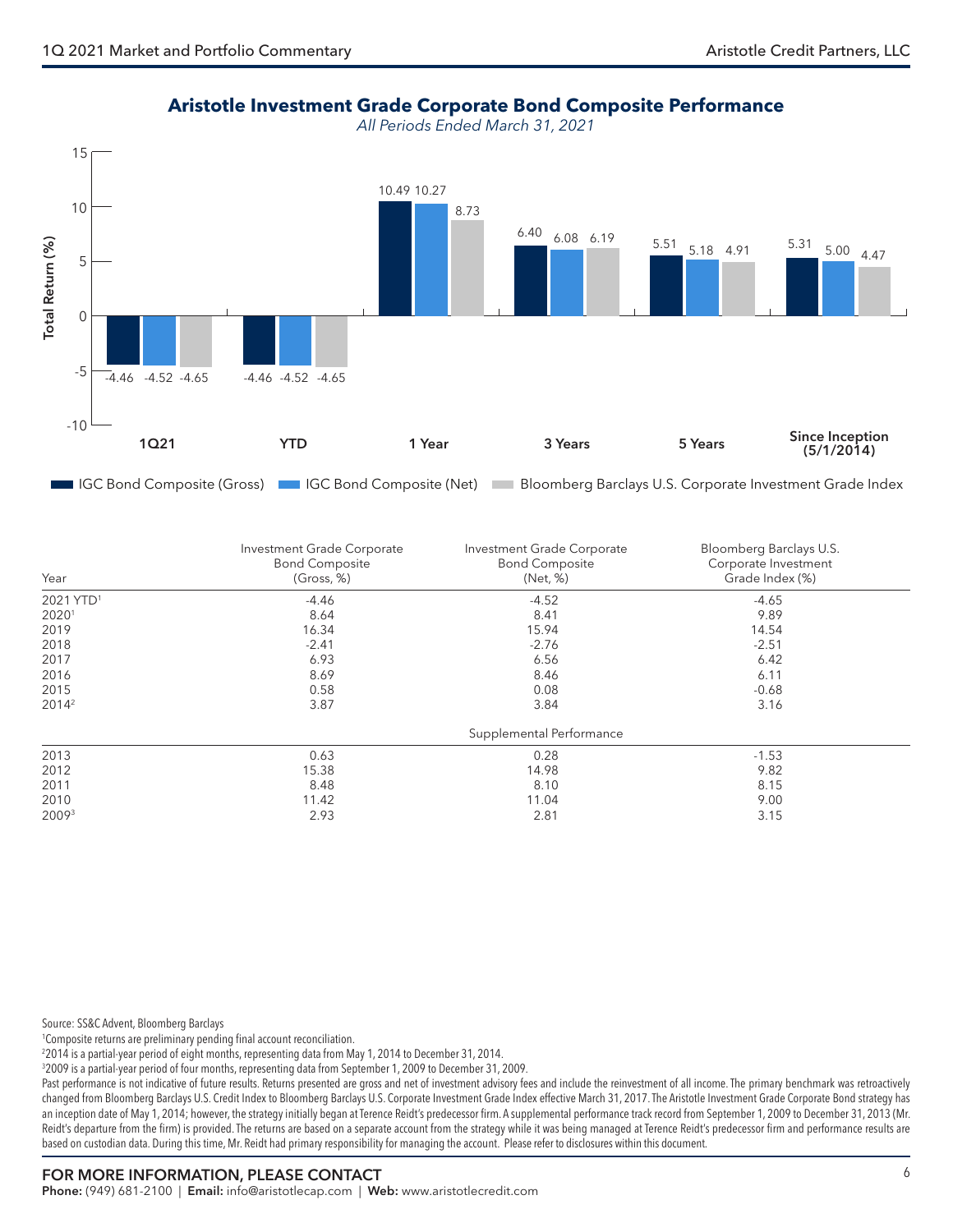## Aristotle Investment Grade Corporate Bond Composite Performance

*All Periods Ended March 31, 2021*

| Period | IGC Bond Composite (Gross) | IGC Bond Composite (Net) | Bloomberg Barclays U.S. Corporate Investment Grade Index |
|---|---|---|---|
| 1Q21 | -4.46 | -4.52 | -4.65 |
| YTD | -4.46 | -4.52 | -4.65 |
| 1 Year | 10.49 | 10.27 | 8.73 |
| 3 Years | 6.40 | 6.08 | 6.19 |
| 5 Years | 5.51 | 5.18 | 4.91 |
| Since Inception (5/1/2014) | 5.31 | 5.00 | 4.47 |

| Year | Investment Grade Corporate Bond Composite (Gross, %) | Investment Grade Corporate Bond Composite (Net, %) | Bloomberg Barclays U.S. Corporate Investment Grade Index (%) |
|---|---|---|---|
| 2021 YTD[1] | -4.46 | -4.52 | -4.65 |
| 2020[1] | 8.64 | 8.41 | 9.89 |
| 2019 | 16.34 | 15.94 | 14.54 |
| 2018 | -2.41 | -2.76 | -2.51 |
| 2017 | 6.93 | 6.56 | 6.42 |
| 2016 | 8.69 | 8.46 | 6.11 |
| 2015 | 0.58 | 0.08 | -0.68 |
| 2014[2] | 3.87 | 3.84 | 3.16 |
| | | Supplemental Performance | |
| 2013 | 0.63 | 0.28 | -1.53 |
| 2012 | 15.38 | 14.98 | 9.82 |
| 2011 | 8.48 | 8.10 | 8.15 |
| 2010 | 11.42 | 11.04 | 9.00 |
| 2009[3] | 2.93 | 2.81 | 3.15 |

Source: SS&C Advent, Bloomberg Barclays

[1]Composite returns are preliminary pending final account reconciliation.

[2]2014 is a partial-year period of eight months, representing data from May 1, 2014 to December 31, 2014.

[3]2009 is a partial-year period of four months, representing data from September 1, 2009 to December 31, 2009.

Past performance is not indicative of future results. Returns presented are gross and net of investment advisory fees and include the reinvestment of all income. The primary benchmark was retroactively changed from Bloomberg Barclays U.S. Credit Index to Bloomberg Barclays U.S. Corporate Investment Grade Index effective March 31, 2017. The Aristotle Investment Grade Corporate Bond strategy has an inception date of May 1, 2014; however, the strategy initially began at Terence Reidt's predecessor firm. A supplemental performance track record from September 1, 2009 to December 31, 2013 (Mr. Reidt's departure from the firm) is provided. The returns are based on a separate account from the strategy while it was being managed at Terence Reidt's predecessor firm and performance results are based on custodian data. During this time, Mr. Reidt had primary responsibility for managing the account. Please refer to disclosures within this document.

**FOR MORE INFORMATION, PLEASE CONTACT**

**Phone:** (949) 681-2100 | **Email:** info@aristotlecap.com | **Web:** www.aristotlecredit.com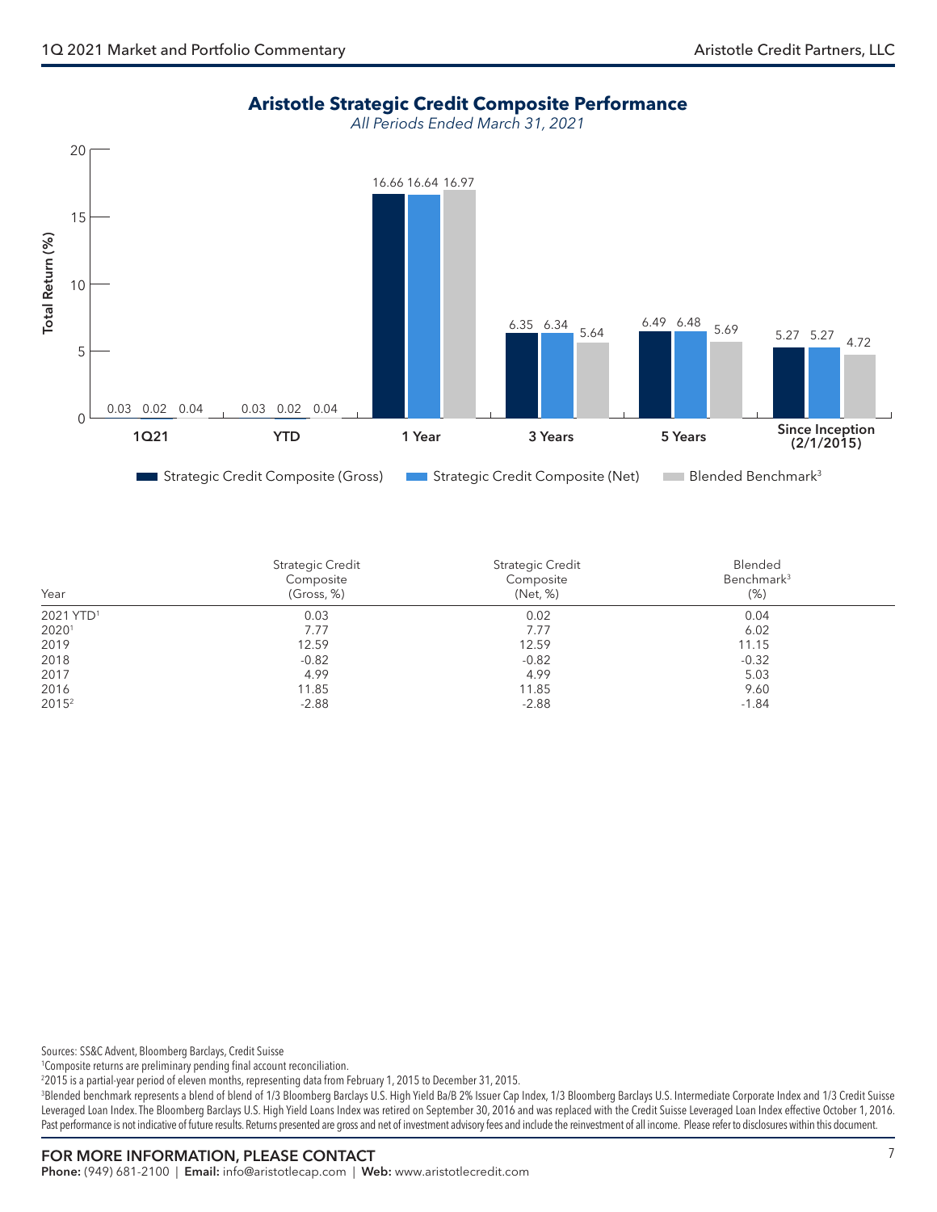## Aristotle Strategic Credit Composite Performance

*All Periods Ended March 31, 2021*

Total Return (%)

20
15
10
5
0

1Q21: 0.03 0.02 0.04
YTD: 0.03 0.02 0.04
1 Year: 16.66 16.64 16.97
3 Years: 6.35 6.34 5.64
5 Years: 6.49 6.48 5.69
Since Inception (2/1/2015): 5.27 5.27 4.72

Strategic Credit Composite (Gross) | Strategic Credit Composite (Net) | Blended Benchmark[3]

| Year | Strategic Credit Composite (Gross, %) | Strategic Credit Composite (Net, %) | Blended Benchmark[3] (%) |
|---|---|---|---|
| 2021 YTD[1] | 0.03 | 0.02 | 0.04 |
| 2020[1] | 7.77 | 7.77 | 6.02 |
| 2019 | 12.59 | 12.59 | 11.15 |
| 2018 | -0.82 | -0.82 | -0.32 |
| 2017 | 4.99 | 4.99 | 5.03 |
| 2016 | 11.85 | 11.85 | 9.60 |
| 2015[2] | -2.88 | -2.88 | -1.84 |

Sources: SS&C Advent, Bloomberg Barclays, Credit Suisse

[1]Composite returns are preliminary pending final account reconciliation.

[2]2015 is a partial-year period of eleven months, representing data from February 1, 2015 to December 31, 2015.

[3]Blended benchmark represents a blend of blend of 1/3 Bloomberg Barclays U.S. High Yield Ba/B 2% Issuer Cap Index, 1/3 Bloomberg Barclays U.S. Intermediate Corporate Index and 1/3 Credit Suisse Leveraged Loan Index. The Bloomberg Barclays U.S. High Yield Loans Index was retired on September 30, 2016 and was replaced with the Credit Suisse Leveraged Loan Index effective October 1, 2016. Past performance is not indicative of future results. Returns presented are gross and net of investment advisory fees and include the reinvestment of all income. Please refer to disclosures within this document.

**FOR MORE INFORMATION, PLEASE CONTACT**

**Phone:** (949) 681-2100 | **Email:** info@aristotlecap.com | **Web:** www.aristotlecredit.com